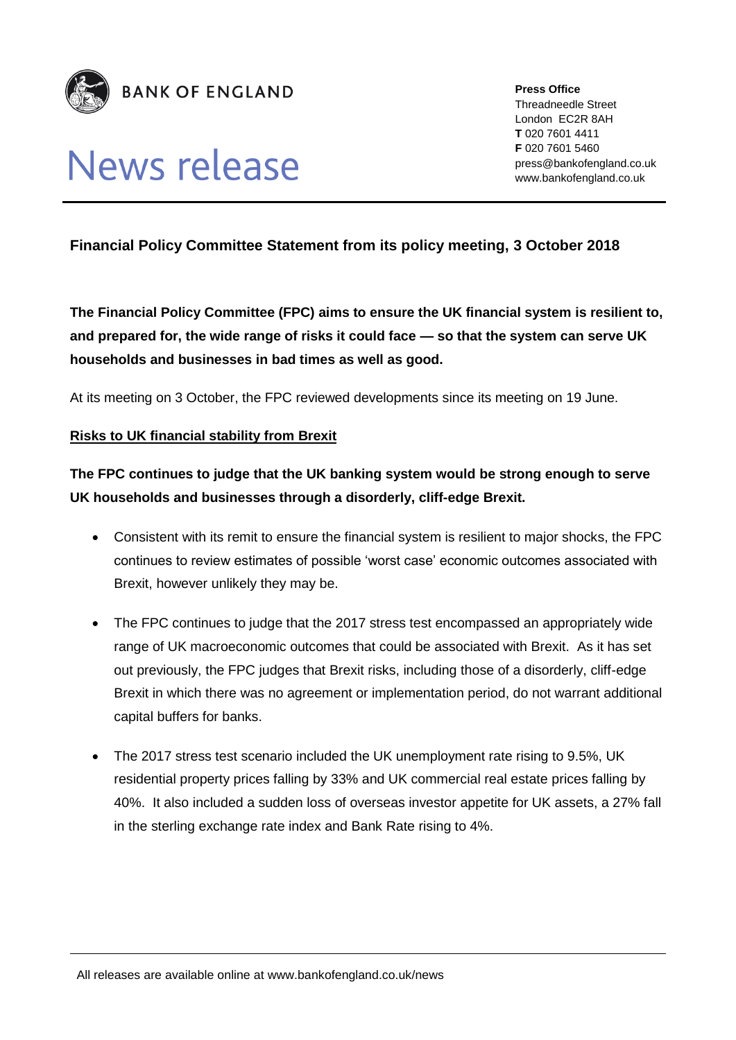**BANK OF ENGLAND**

# News release

**Press Office**
Threadneedle Street
London EC2R 8AH
**T** 020 7601 4411
**F** 020 7601 5460
press@bankofengland.co.uk
www.bankofengland.co.uk

## Financial Policy Committee Statement from its policy meeting, 3 October 2018

**The Financial Policy Committee (FPC) aims to ensure the UK financial system is resilient to, and prepared for, the wide range of risks it could face — so that the system can serve UK households and businesses in bad times as well as good.**

At its meeting on 3 October, the FPC reviewed developments since its meeting on 19 June.

### Risks to UK financial stability from Brexit

**The FPC continues to judge that the UK banking system would be strong enough to serve UK households and businesses through a disorderly, cliff-edge Brexit.**

- Consistent with its remit to ensure the financial system is resilient to major shocks, the FPC continues to review estimates of possible 'worst case' economic outcomes associated with Brexit, however unlikely they may be.
- The FPC continues to judge that the 2017 stress test encompassed an appropriately wide range of UK macroeconomic outcomes that could be associated with Brexit. As it has set out previously, the FPC judges that Brexit risks, including those of a disorderly, cliff-edge Brexit in which there was no agreement or implementation period, do not warrant additional capital buffers for banks.
- The 2017 stress test scenario included the UK unemployment rate rising to 9.5%, UK residential property prices falling by 33% and UK commercial real estate prices falling by 40%. It also included a sudden loss of overseas investor appetite for UK assets, a 27% fall in the sterling exchange rate index and Bank Rate rising to 4%.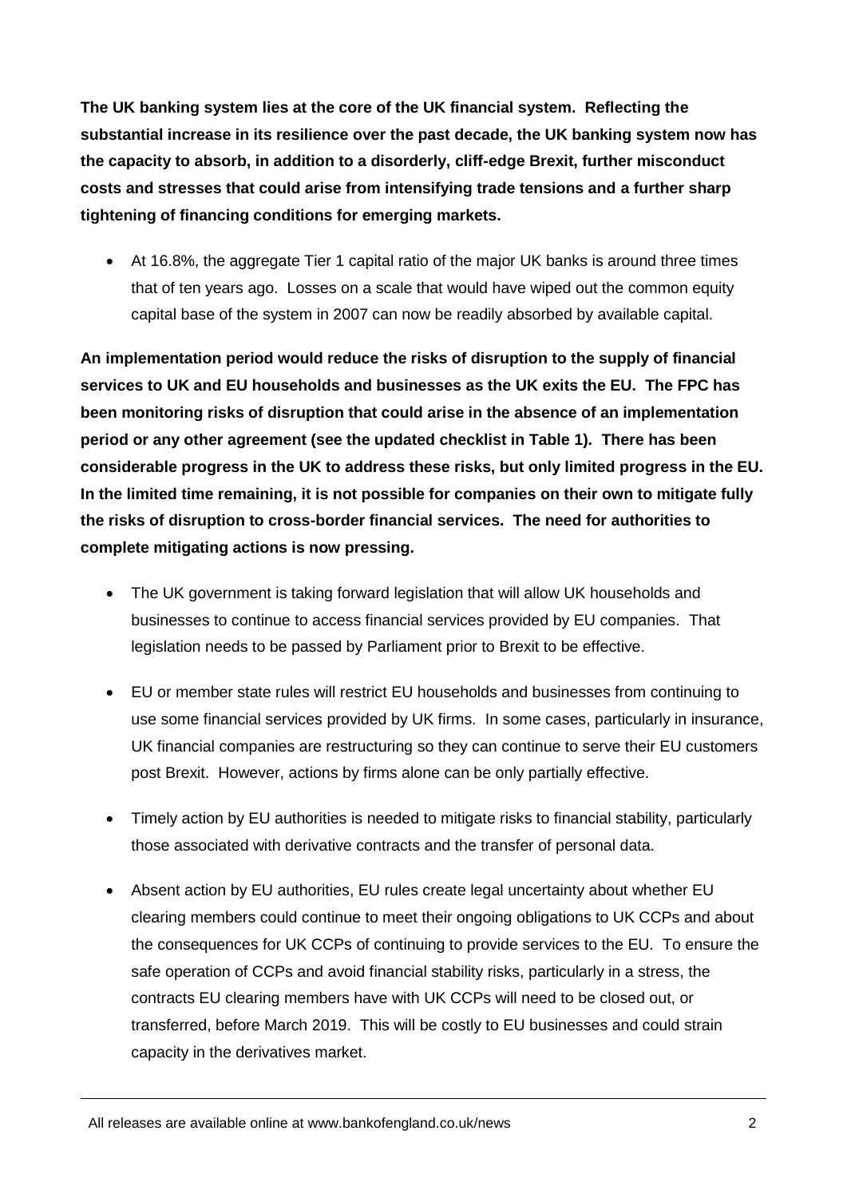**The UK banking system lies at the core of the UK financial system. Reflecting the substantial increase in its resilience over the past decade, the UK banking system now has the capacity to absorb, in addition to a disorderly, cliff-edge Brexit, further misconduct costs and stresses that could arise from intensifying trade tensions and a further sharp tightening of financing conditions for emerging markets.**

- At 16.8%, the aggregate Tier 1 capital ratio of the major UK banks is around three times that of ten years ago. Losses on a scale that would have wiped out the common equity capital base of the system in 2007 can now be readily absorbed by available capital.

**An implementation period would reduce the risks of disruption to the supply of financial services to UK and EU households and businesses as the UK exits the EU. The FPC has been monitoring risks of disruption that could arise in the absence of an implementation period or any other agreement (see the updated checklist in Table 1). There has been considerable progress in the UK to address these risks, but only limited progress in the EU. In the limited time remaining, it is not possible for companies on their own to mitigate fully the risks of disruption to cross-border financial services. The need for authorities to complete mitigating actions is now pressing.**

- The UK government is taking forward legislation that will allow UK households and businesses to continue to access financial services provided by EU companies. That legislation needs to be passed by Parliament prior to Brexit to be effective.

- EU or member state rules will restrict EU households and businesses from continuing to use some financial services provided by UK firms. In some cases, particularly in insurance, UK financial companies are restructuring so they can continue to serve their EU customers post Brexit. However, actions by firms alone can be only partially effective.

- Timely action by EU authorities is needed to mitigate risks to financial stability, particularly those associated with derivative contracts and the transfer of personal data.

- Absent action by EU authorities, EU rules create legal uncertainty about whether EU clearing members could continue to meet their ongoing obligations to UK CCPs and about the consequences for UK CCPs of continuing to provide services to the EU. To ensure the safe operation of CCPs and avoid financial stability risks, particularly in a stress, the contracts EU clearing members have with UK CCPs will need to be closed out, or transferred, before March 2019. This will be costly to EU businesses and could strain capacity in the derivatives market.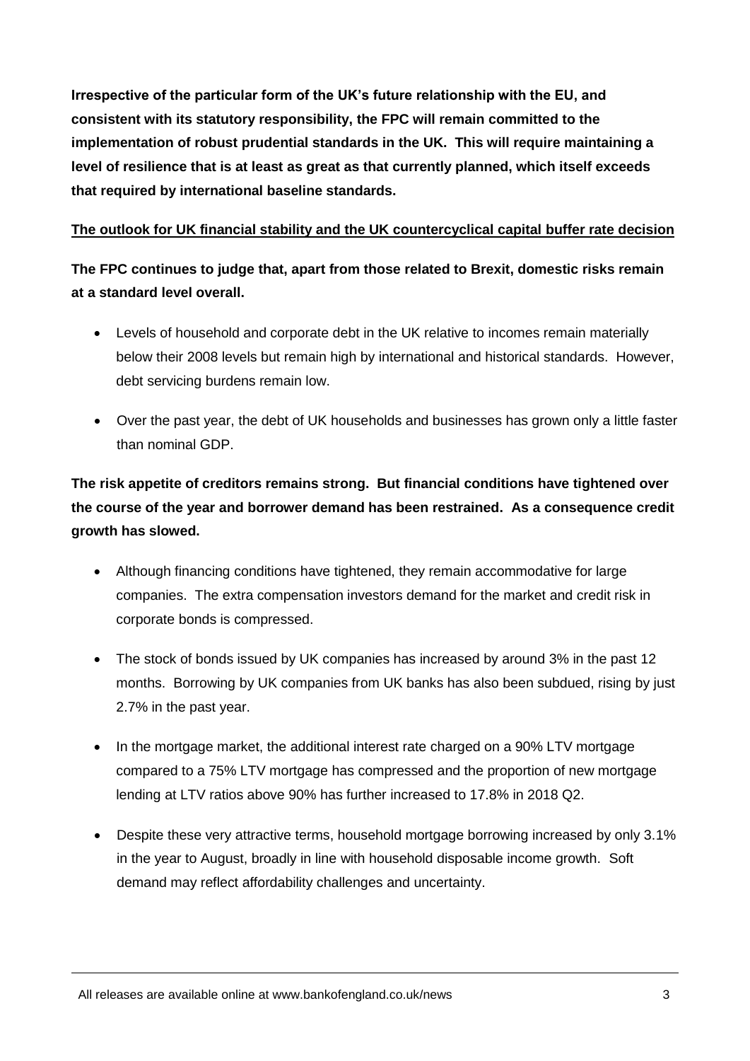**Irrespective of the particular form of the UK's future relationship with the EU, and consistent with its statutory responsibility, the FPC will remain committed to the implementation of robust prudential standards in the UK. This will require maintaining a level of resilience that is at least as great as that currently planned, which itself exceeds that required by international baseline standards.**

## The outlook for UK financial stability and the UK countercyclical capital buffer rate decision

**The FPC continues to judge that, apart from those related to Brexit, domestic risks remain at a standard level overall.**

- Levels of household and corporate debt in the UK relative to incomes remain materially below their 2008 levels but remain high by international and historical standards. However, debt servicing burdens remain low.
- Over the past year, the debt of UK households and businesses has grown only a little faster than nominal GDP.

**The risk appetite of creditors remains strong. But financial conditions have tightened over the course of the year and borrower demand has been restrained. As a consequence credit growth has slowed.**

- Although financing conditions have tightened, they remain accommodative for large companies. The extra compensation investors demand for the market and credit risk in corporate bonds is compressed.
- The stock of bonds issued by UK companies has increased by around 3% in the past 12 months. Borrowing by UK companies from UK banks has also been subdued, rising by just 2.7% in the past year.
- In the mortgage market, the additional interest rate charged on a 90% LTV mortgage compared to a 75% LTV mortgage has compressed and the proportion of new mortgage lending at LTV ratios above 90% has further increased to 17.8% in 2018 Q2.
- Despite these very attractive terms, household mortgage borrowing increased by only 3.1% in the year to August, broadly in line with household disposable income growth. Soft demand may reflect affordability challenges and uncertainty.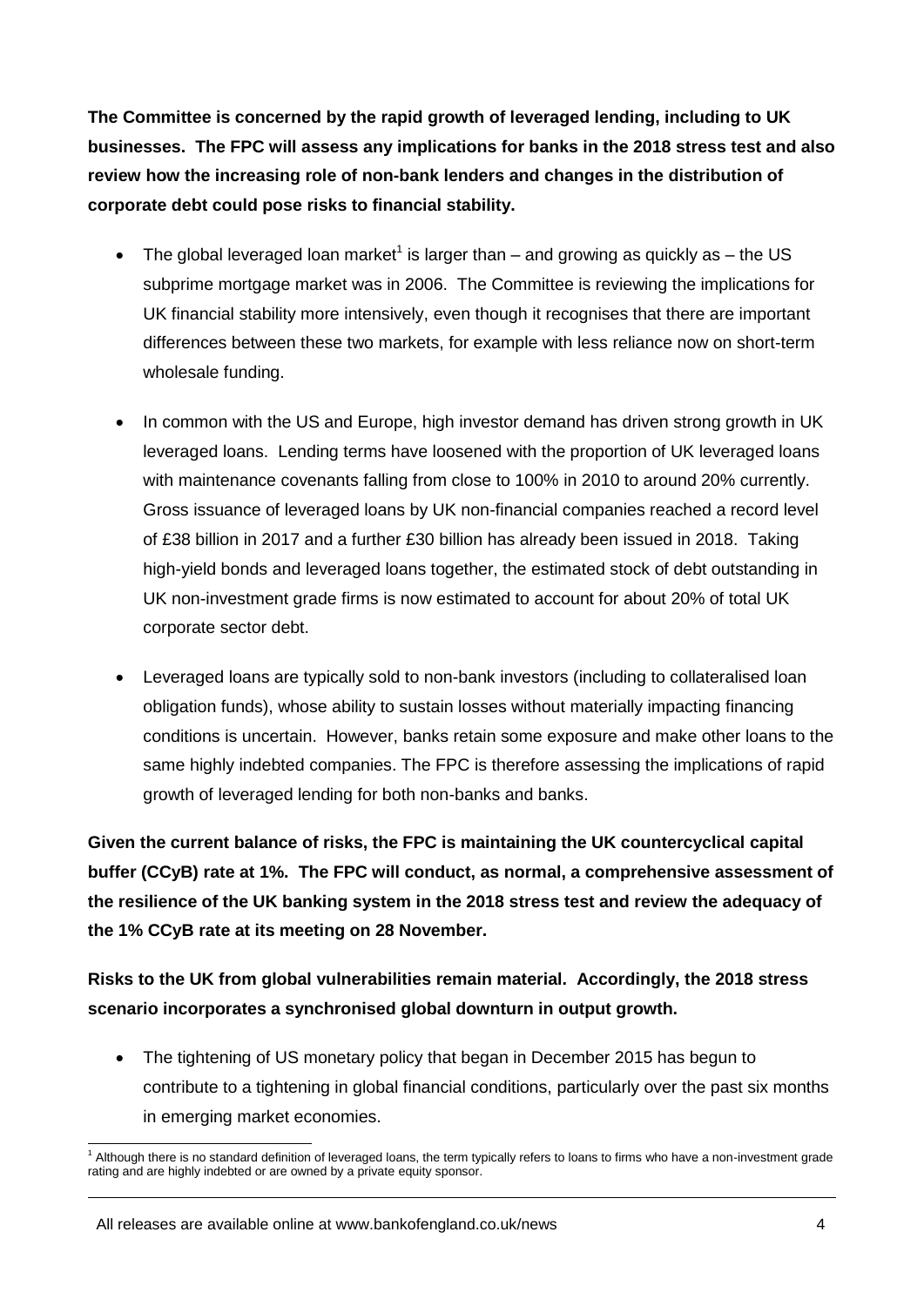**The Committee is concerned by the rapid growth of leveraged lending, including to UK businesses. The FPC will assess any implications for banks in the 2018 stress test and also review how the increasing role of non-bank lenders and changes in the distribution of corporate debt could pose risks to financial stability.**

- The global leveraged loan market[1] is larger than – and growing as quickly as – the US subprime mortgage market was in 2006. The Committee is reviewing the implications for UK financial stability more intensively, even though it recognises that there are important differences between these two markets, for example with less reliance now on short-term wholesale funding.

- In common with the US and Europe, high investor demand has driven strong growth in UK leveraged loans. Lending terms have loosened with the proportion of UK leveraged loans with maintenance covenants falling from close to 100% in 2010 to around 20% currently. Gross issuance of leveraged loans by UK non-financial companies reached a record level of £38 billion in 2017 and a further £30 billion has already been issued in 2018. Taking high-yield bonds and leveraged loans together, the estimated stock of debt outstanding in UK non-investment grade firms is now estimated to account for about 20% of total UK corporate sector debt.

- Leveraged loans are typically sold to non-bank investors (including to collateralised loan obligation funds), whose ability to sustain losses without materially impacting financing conditions is uncertain. However, banks retain some exposure and make other loans to the same highly indebted companies. The FPC is therefore assessing the implications of rapid growth of leveraged lending for both non-banks and banks.

**Given the current balance of risks, the FPC is maintaining the UK countercyclical capital buffer (CCyB) rate at 1%. The FPC will conduct, as normal, a comprehensive assessment of the resilience of the UK banking system in the 2018 stress test and review the adequacy of the 1% CCyB rate at its meeting on 28 November.**

**Risks to the UK from global vulnerabilities remain material. Accordingly, the 2018 stress scenario incorporates a synchronised global downturn in output growth.**

- The tightening of US monetary policy that began in December 2015 has begun to contribute to a tightening in global financial conditions, particularly over the past six months in emerging market economies.

[1] Although there is no standard definition of leveraged loans, the term typically refers to loans to firms who have a non-investment grade rating and are highly indebted or are owned by a private equity sponsor.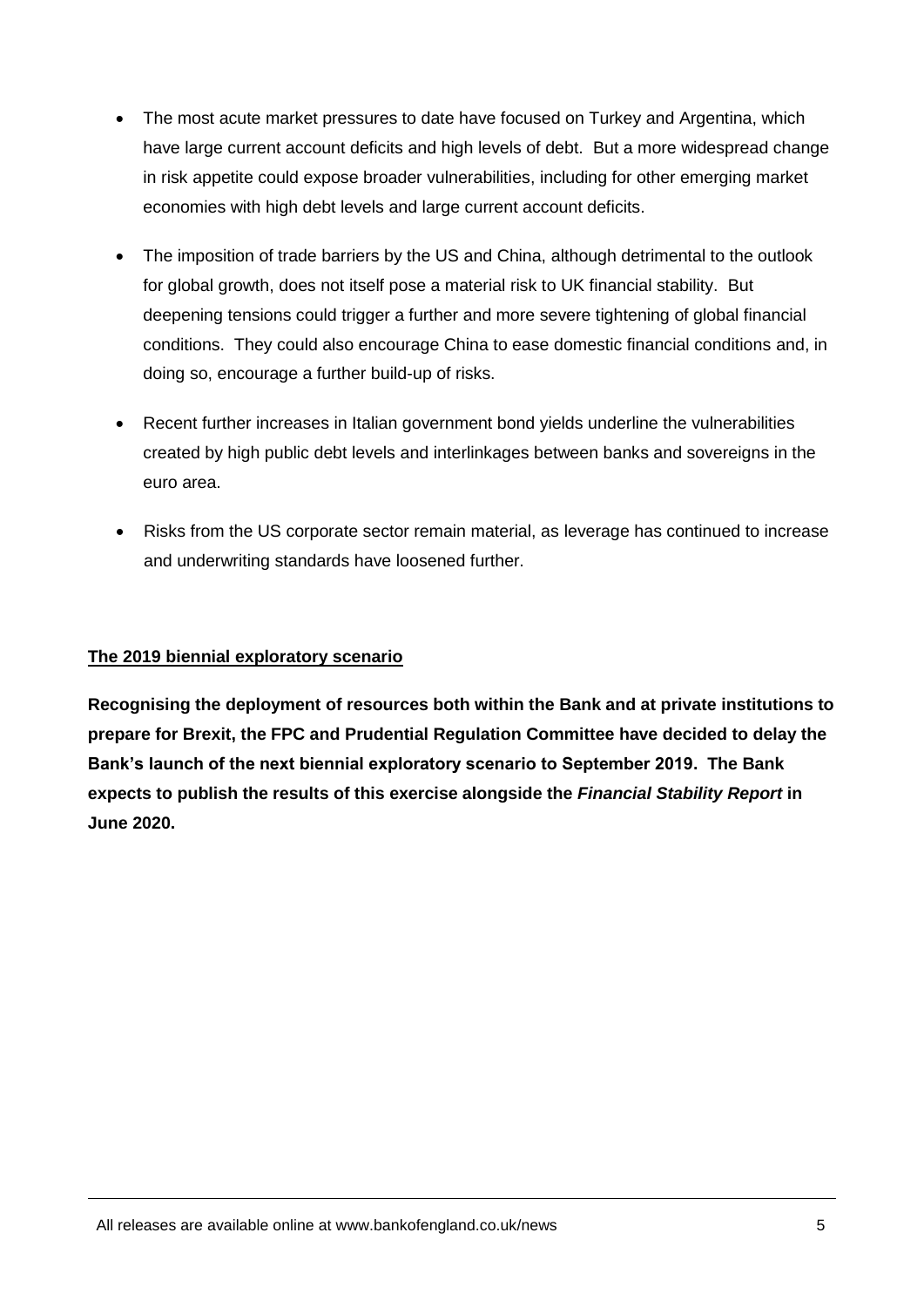- The most acute market pressures to date have focused on Turkey and Argentina, which have large current account deficits and high levels of debt. But a more widespread change in risk appetite could expose broader vulnerabilities, including for other emerging market economies with high debt levels and large current account deficits.

- The imposition of trade barriers by the US and China, although detrimental to the outlook for global growth, does not itself pose a material risk to UK financial stability. But deepening tensions could trigger a further and more severe tightening of global financial conditions. They could also encourage China to ease domestic financial conditions and, in doing so, encourage a further build-up of risks.

- Recent further increases in Italian government bond yields underline the vulnerabilities created by high public debt levels and interlinkages between banks and sovereigns in the euro area.

- Risks from the US corporate sector remain material, as leverage has continued to increase and underwriting standards have loosened further.

## The 2019 biennial exploratory scenario

**Recognising the deployment of resources both within the Bank and at private institutions to prepare for Brexit, the FPC and Prudential Regulation Committee have decided to delay the Bank's launch of the next biennial exploratory scenario to September 2019. The Bank expects to publish the results of this exercise alongside the *Financial Stability Report* in June 2020.**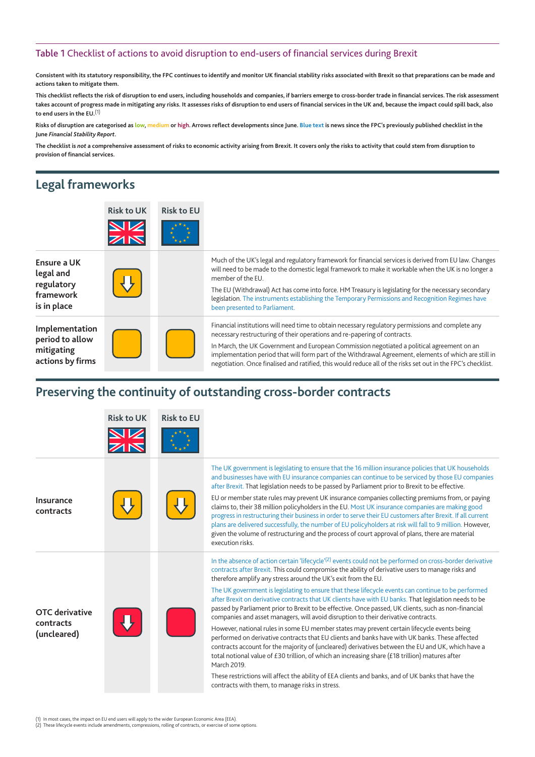## Table 1 Checklist of actions to avoid disruption to end-users of financial services during Brexit

**Consistent with its statutory responsibility, the FPC continues to identify and monitor UK financial stability risks associated with Brexit so that preparations can be made and actions taken to mitigate them.**

**This checklist reflects the risk of disruption to end users, including households and companies, if barriers emerge to cross-border trade in financial services. The risk assessment takes account of progress made in mitigating any risks. It assesses risks of disruption to end users of financial services in the UK and, because the impact could spill back, also to end users in the EU.[1]**

**Risks of disruption are categorised as low, medium or high. Arrows reflect developments since June. Blue text is news since the FPC's previously published checklist in the June *Financial Stability Report*.**

**The checklist is *not* a comprehensive assessment of risks to economic activity arising from Brexit. It covers only the risks to activity that could stem from disruption to provision of financial services.**

## Legal frameworks

| | Risk to UK | Risk to EU | |
|---|---|---|---|
| Ensure a UK legal and regulatory framework is in place | Medium (arrow down) | | Much of the UK's legal and regulatory framework for financial services is derived from EU law. Changes will need to be made to the domestic legal framework to make it workable when the UK is no longer a member of the EU. The EU (Withdrawal) Act has come into force. HM Treasury is legislating for the necessary secondary legislation. The instruments establishing the Temporary Permissions and Recognition Regimes have been presented to Parliament. |
| Implementation period to allow mitigating actions by firms | Medium | Medium | Financial institutions will need time to obtain necessary regulatory permissions and complete any necessary restructuring of their operations and re-papering of contracts. In March, the UK Government and European Commission negotiated a political agreement on an implementation period that will form part of the Withdrawal Agreement, elements of which are still in negotiation. Once finalised and ratified, this would reduce all of the risks set out in the FPC's checklist. |

## Preserving the continuity of outstanding cross-border contracts

| | Risk to UK | Risk to EU | |
|---|---|---|---|
| Insurance contracts | Medium (arrow down) | Medium (arrow down) | The UK government is legislating to ensure that the 16 million insurance policies that UK households and businesses have with EU insurance companies can continue to be serviced by those EU companies after Brexit. That legislation needs to be passed by Parliament prior to Brexit to be effective. EU or member state rules may prevent UK insurance companies collecting premiums from, or paying claims to, their 38 million policyholders in the EU. Most UK insurance companies are making good progress in restructuring their business in order to serve their EU customers after Brexit. If all current plans are delivered successfully, the number of EU policyholders at risk will fall to 9 million. However, given the volume of restructuring and the process of court approval of plans, there are material execution risks. |
| OTC derivative contracts (uncleared) | High (arrow down) | High | In the absence of action certain 'lifecycle'[2] events could not be performed on cross-border derivative contracts after Brexit. This could compromise the ability of derivative users to manage risks and therefore amplify any stress around the UK's exit from the EU. The UK government is legislating to ensure that these lifecycle events can continue to be performed after Brexit on derivative contracts that UK clients have with EU banks. That legislation needs to be passed by Parliament prior to Brexit to be effective. Once passed, UK clients, such as non-financial companies and asset managers, will avoid disruption to their derivative contracts. However, national rules in some EU member states may prevent certain lifecycle events being performed on derivative contracts that EU clients and banks have with UK banks. These affected contracts account for the majority of (uncleared) derivatives between the EU and UK, which have a total notional value of £30 trillion, of which an increasing share (£18 trillion) matures after March 2019. These restrictions will affect the ability of EEA clients and banks, and of UK banks that have the contracts with them, to manage risks in stress. |

(1) In most cases, the impact on EU end users will apply to the wider European Economic Area (EEA).
(2) These lifecycle events include amendments, compressions, rolling of contracts, or exercise of some options.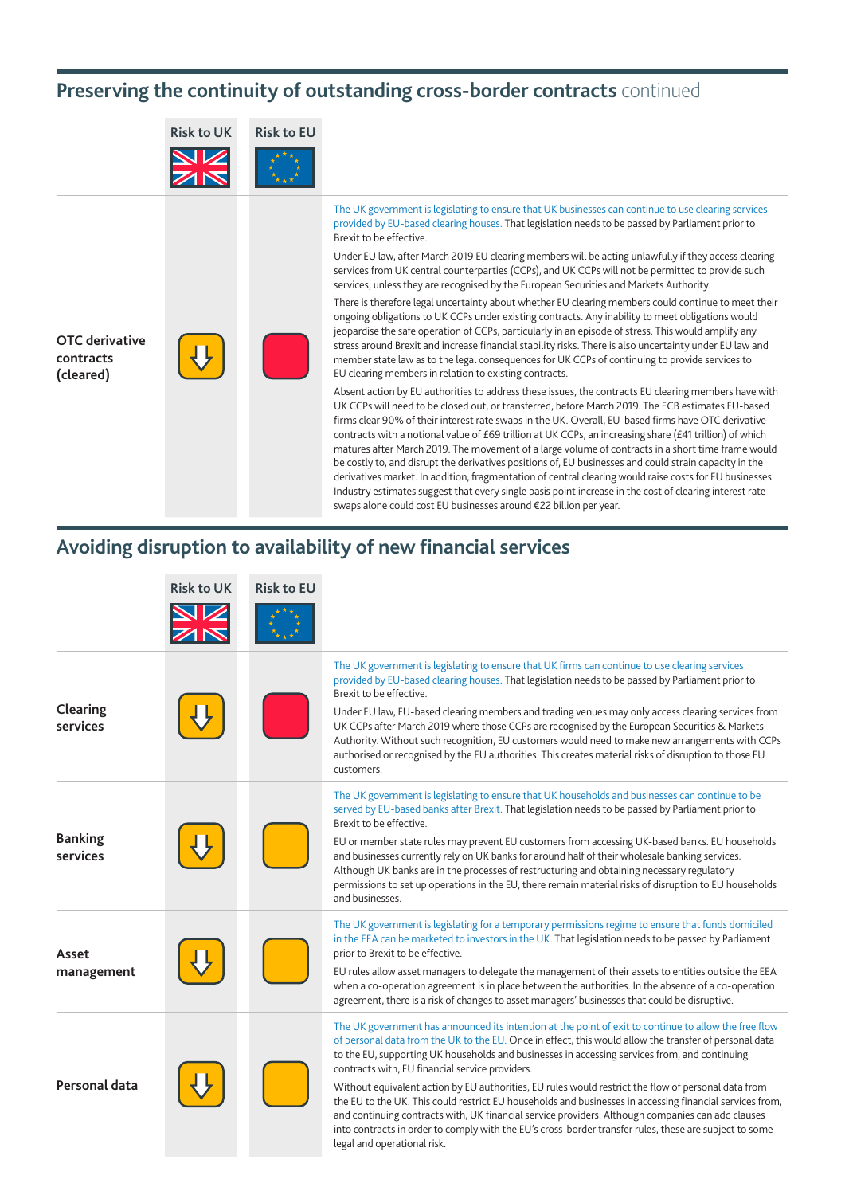## Preserving the continuity of outstanding cross-border contracts continued

| | Risk to UK | Risk to EU | |
|---|---|---|---|
| **OTC derivative contracts (cleared)** | ⇩ | | The UK government is legislating to ensure that UK businesses can continue to use clearing services provided by EU-based clearing houses. That legislation needs to be passed by Parliament prior to Brexit to be effective.<br><br>Under EU law, after March 2019 EU clearing members will be acting unlawfully if they access clearing services from UK central counterparties (CCPs), and UK CCPs will not be permitted to provide such services, unless they are recognised by the European Securities and Markets Authority.<br><br>There is therefore legal uncertainty about whether EU clearing members could continue to meet their ongoing obligations to UK CCPs under existing contracts. Any inability to meet obligations would jeopardise the safe operation of CCPs, particularly in an episode of stress. This would amplify any stress around Brexit and increase financial stability risks. There is also uncertainty under EU law and member state law as to the legal consequences for UK CCPs of continuing to provide services to EU clearing members in relation to existing contracts.<br><br>Absent action by EU authorities to address these issues, the contracts EU clearing members have with UK CCPs will need to be closed out, or transferred, before March 2019. The ECB estimates EU-based firms clear 90% of their interest rate swaps in the UK. Overall, EU-based firms have OTC derivative contracts with a notional value of £69 trillion at UK CCPs, an increasing share (£41 trillion) of which matures after March 2019. The movement of a large volume of contracts in a short time frame would be costly to, and disrupt the derivatives positions of, EU businesses and could strain capacity in the derivatives market. In addition, fragmentation of central clearing would raise costs for EU businesses. Industry estimates suggest that every single basis point increase in the cost of clearing interest rate swaps alone could cost EU businesses around €22 billion per year. |

## Avoiding disruption to availability of new financial services

| | Risk to UK | Risk to EU | |
|---|---|---|---|
| **Clearing services** | ⇩ | | The UK government is legislating to ensure that UK firms can continue to use clearing services provided by EU-based clearing houses. That legislation needs to be passed by Parliament prior to Brexit to be effective.<br><br>Under EU law, EU-based clearing members and trading venues may only access clearing services from UK CCPs after March 2019 where those CCPs are recognised by the European Securities & Markets Authority. Without such recognition, EU customers would need to make new arrangements with CCPs authorised or recognised by the EU authorities. This creates material risks of disruption to those EU customers. |
| **Banking services** | ⇩ | | The UK government is legislating to ensure that UK households and businesses can continue to be served by EU-based banks after Brexit. That legislation needs to be passed by Parliament prior to Brexit to be effective.<br><br>EU or member state rules may prevent EU customers from accessing UK-based banks. EU households and businesses currently rely on UK banks for around half of their wholesale banking services. Although UK banks are in the processes of restructuring and obtaining necessary regulatory permissions to set up operations in the EU, there remain material risks of disruption to EU households and businesses. |
| **Asset management** | ⇩ | | The UK government is legislating for a temporary permissions regime to ensure that funds domiciled in the EEA can be marketed to investors in the UK. That legislation needs to be passed by Parliament prior to Brexit to be effective.<br><br>EU rules allow asset managers to delegate the management of their assets to entities outside the EEA when a co-operation agreement is in place between the authorities. In the absence of a co-operation agreement, there is a risk of changes to asset managers' businesses that could be disruptive. |
| **Personal data** | ⇩ | | The UK government has announced its intention at the point of exit to continue to allow the free flow of personal data from the UK to the EU. Once in effect, this would allow the transfer of personal data to the EU, supporting UK households and businesses in accessing services from, and continuing contracts with, EU financial service providers.<br><br>Without equivalent action by EU authorities, EU rules would restrict the flow of personal data from the EU to the UK. This could restrict EU households and businesses in accessing financial services from, and continuing contracts with, UK financial service providers. Although companies can add clauses into contracts in order to comply with the EU's cross-border transfer rules, these are subject to some legal and operational risk. |